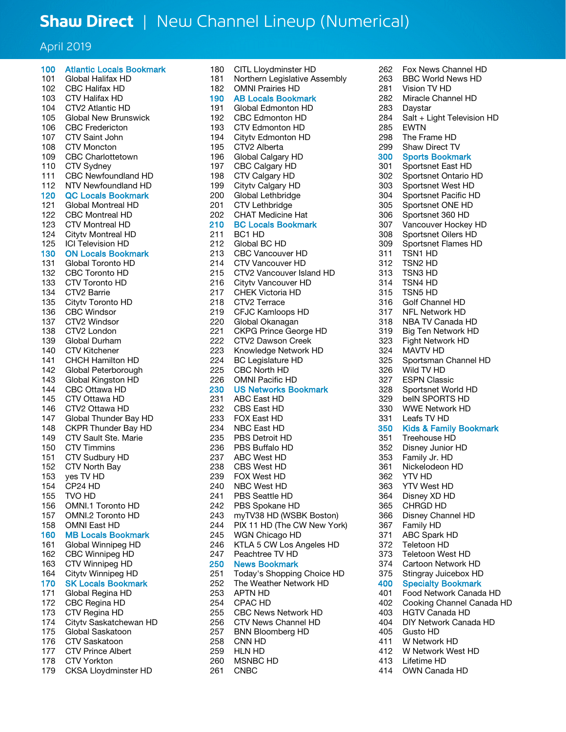# Shaw Direct | New Channel Lineup (Numerical)

April 2019

**100 Atlantic Locals Bookmark**
101 Global Halifax HD
102 CBC Halifax HD
103 CTV Halifax HD
104 CTV2 Atlantic HD
105 Global New Brunswick
106 CBC Fredericton
107 CTV Saint John
108 CTV Moncton
109 CBC Charlottetown
110 CTV Sydney
111 CBC Newfoundland HD
112 NTV Newfoundland HD

**120 QC Locals Bookmark**
121 Global Montreal HD
122 CBC Montreal HD
123 CTV Montreal HD
124 Citytv Montreal HD
125 ICI Television HD

**130 ON Locals Bookmark**
131 Global Toronto HD
132 CBC Toronto HD
133 CTV Toronto HD
134 CTV2 Barrie
135 Citytv Toronto HD
136 CBC Windsor
137 CTV2 Windsor
138 CTV2 London
139 Global Durham
140 CTV Kitchener
141 CHCH Hamilton HD
142 Global Peterborough
143 Global Kingston HD
144 CBC Ottawa HD
145 CTV Ottawa HD
146 CTV2 Ottawa HD
147 Global Thunder Bay HD
148 CKPR Thunder Bay HD
149 CTV Sault Ste. Marie
150 CTV Timmins
151 CTV Sudbury HD
152 CTV North Bay
153 yes TV HD
154 CP24 HD
155 TVO HD
156 OMNI.1 Toronto HD
157 OMNI.2 Toronto HD
158 OMNI East HD

**160 MB Locals Bookmark**
161 Global Winnipeg HD
162 CBC Winnipeg HD
163 CTV Winnipeg HD
164 Citytv Winnipeg HD

**170 SK Locals Bookmark**
171 Global Regina HD
172 CBC Regina HD
173 CTV Regina HD
174 Citytv Saskatchewan HD
175 Global Saskatoon
176 CTV Saskatoon
177 CTV Prince Albert
178 CTV Yorkton
179 CKSA Lloydminster HD
180 CITL Lloydminster HD
181 Northern Legislative Assembly
182 OMNI Prairies HD

**190 AB Locals Bookmark**
191 Global Edmonton HD
192 CBC Edmonton HD
193 CTV Edmonton HD
194 Citytv Edmonton HD
195 CTV2 Alberta
196 Global Calgary HD
197 CBC Calgary HD
198 CTV Calgary HD
199 Citytv Calgary HD
200 Global Lethbridge
201 CTV Lethbridge
202 CHAT Medicine Hat

**210 BC Locals Bookmark**
211 BC1 HD
212 Global BC HD
213 CBC Vancouver HD
214 CTV Vancouver HD
215 CTV2 Vancouver Island HD
216 Citytv Vancouver HD
217 CHEK Victoria HD
218 CTV2 Terrace
219 CFJC Kamloops HD
220 Global Okanagan
221 CKPG Prince George HD
222 CTV2 Dawson Creek
223 Knowledge Network HD
224 BC Legislature HD
225 CBC North HD
226 OMNI Pacific HD

**230 US Networks Bookmark**
231 ABC East HD
232 CBS East HD
233 FOX East HD
234 NBC East HD
235 PBS Detroit HD
236 PBS Buffalo HD
237 ABC West HD
238 CBS West HD
239 FOX West HD
240 NBC West HD
241 PBS Seattle HD
242 PBS Spokane HD
243 myTV38 HD (WSBK Boston)
244 PIX 11 HD (The CW New York)
245 WGN Chicago HD
246 KTLA 5 CW Los Angeles HD
247 Peachtree TV HD

**250 News Bookmark**
251 Today's Shopping Choice HD
252 The Weather Network HD
253 APTN HD
254 CPAC HD
255 CBC News Network HD
256 CTV News Channel HD
257 BNN Bloomberg HD
258 CNN HD
259 HLN HD
260 MSNBC HD
261 CNBC
262 Fox News Channel HD
263 BBC World News HD
281 Vision TV HD
282 Miracle Channel HD
283 Daystar
284 Salt + Light Television HD
285 EWTN
298 The Frame HD
299 Shaw Direct TV

**300 Sports Bookmark**
301 Sportsnet East HD
302 Sportsnet Ontario HD
303 Sportsnet West HD
304 Sportsnet Pacific HD
305 Sportsnet ONE HD
306 Sportsnet 360 HD
307 Vancouver Hockey HD
308 Sportsnet Oilers HD
309 Sportsnet Flames HD
311 TSN1 HD
312 TSN2 HD
313 TSN3 HD
314 TSN4 HD
315 TSN5 HD
316 Golf Channel HD
317 NFL Network HD
318 NBA TV Canada HD
319 Big Ten Network HD
323 Fight Network HD
324 MAVTV HD
325 Sportsman Channel HD
326 Wild TV HD
327 ESPN Classic
328 Sportsnet World HD
329 beIN SPORTS HD
330 WWE Network HD
331 Leafs TV HD

**350 Kids & Family Bookmark**
351 Treehouse HD
352 Disney Junior HD
353 Family Jr. HD
361 Nickelodeon HD
362 YTV HD
363 YTV West HD
364 Disney XD HD
365 CHRGD HD
366 Disney Channel HD
367 Family HD
371 ABC Spark HD
372 Teletoon HD
373 Teletoon West HD
374 Cartoon Network HD
375 Stingray Juicebox HD

**400 Specialty Bookmark**
401 Food Network Canada HD
402 Cooking Channel Canada HD
403 HGTV Canada HD
404 DIY Network Canada HD
405 Gusto HD
411 W Network HD
412 W Network West HD
413 Lifetime HD
414 OWN Canada HD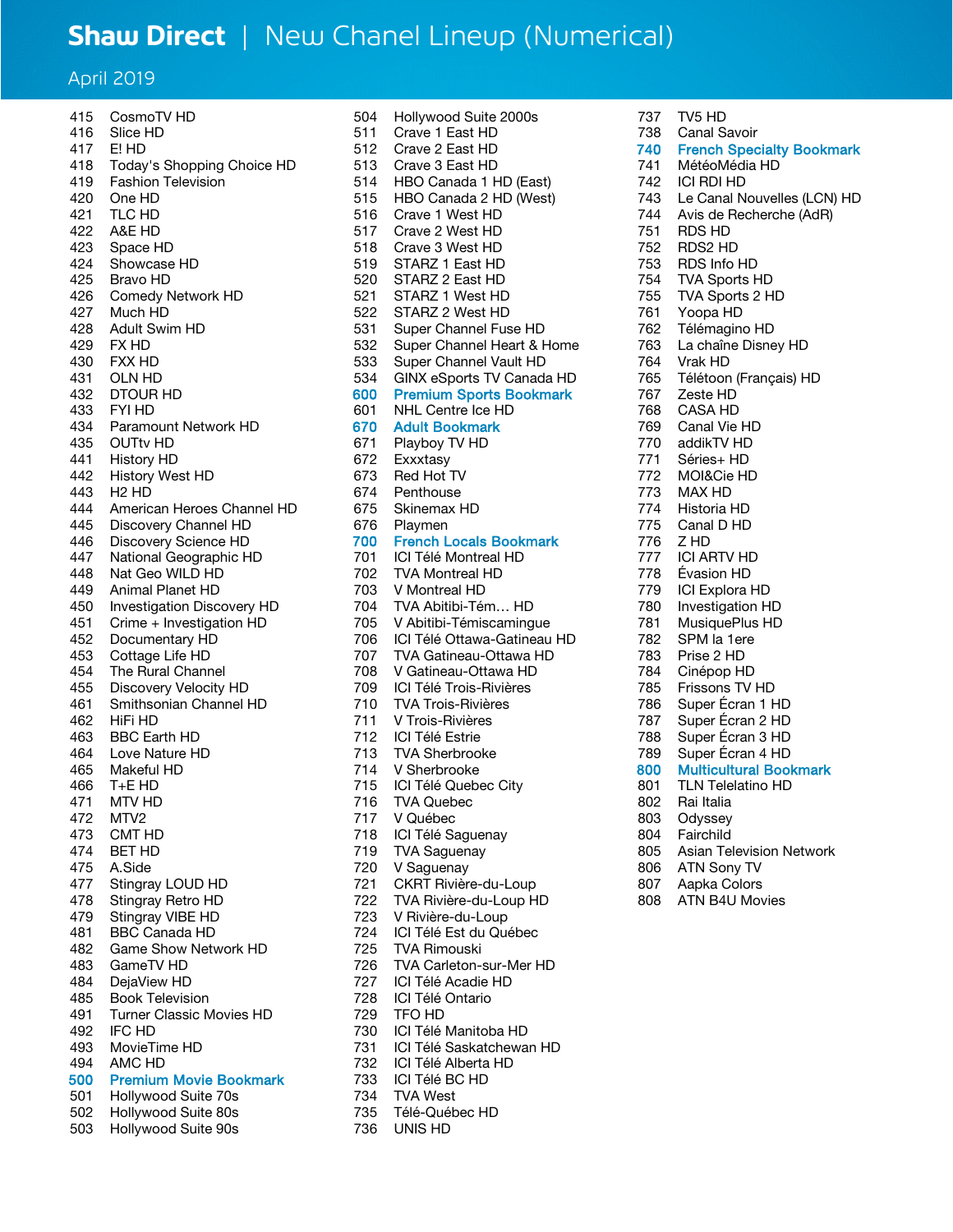# Shaw Direct | New Chanel Lineup (Numerical)

April 2019

415 CosmoTV HD
416 Slice HD
417 E! HD
418 Today's Shopping Choice HD
419 Fashion Television
420 One HD
421 TLC HD
422 A&E HD
423 Space HD
424 Showcase HD
425 Bravo HD
426 Comedy Network HD
427 Much HD
428 Adult Swim HD
429 FX HD
430 FXX HD
431 OLN HD
432 DTOUR HD
433 FYI HD
434 Paramount Network HD
435 OUTtv HD
441 History HD
442 History West HD
443 H2 HD
444 American Heroes Channel HD
445 Discovery Channel HD
446 Discovery Science HD
447 National Geographic HD
448 Nat Geo WILD HD
449 Animal Planet HD
450 Investigation Discovery HD
451 Crime + Investigation HD
452 Documentary HD
453 Cottage Life HD
454 The Rural Channel
455 Discovery Velocity HD
461 Smithsonian Channel HD
462 HiFi HD
463 BBC Earth HD
464 Love Nature HD
465 Makeful HD
466 T+E HD
471 MTV HD
472 MTV2
473 CMT HD
474 BET HD
475 A.Side
477 Stingray LOUD HD
478 Stingray Retro HD
479 Stingray VIBE HD
481 BBC Canada HD
482 Game Show Network HD
483 GameTV HD
484 DejaView HD
485 Book Television
491 Turner Classic Movies HD
492 IFC HD
493 MovieTime HD
494 AMC HD

**500 Premium Movie Bookmark**

501 Hollywood Suite 70s
502 Hollywood Suite 80s
503 Hollywood Suite 90s
504 Hollywood Suite 2000s
511 Crave 1 East HD
512 Crave 2 East HD
513 Crave 3 East HD
514 HBO Canada 1 HD (East)
515 HBO Canada 2 HD (West)
516 Crave 1 West HD
517 Crave 2 West HD
518 Crave 3 West HD
519 STARZ 1 East HD
520 STARZ 2 East HD
521 STARZ 1 West HD
522 STARZ 2 West HD
531 Super Channel Fuse HD
532 Super Channel Heart & Home
533 Super Channel Vault HD
534 GINX eSports TV Canada HD

**600 Premium Sports Bookmark**

601 NHL Centre Ice HD

**670 Adult Bookmark**

671 Playboy TV HD
672 Exxxtasy
673 Red Hot TV
674 Penthouse
675 Skinemax HD
676 Playmen

**700 French Locals Bookmark**

701 ICI Télé Montreal HD
702 TVA Montreal HD
703 V Montreal HD
704 TVA Abitibi-Tém… HD
705 V Abitibi-Témiscamingue
706 ICI Télé Ottawa-Gatineau HD
707 TVA Gatineau-Ottawa HD
708 V Gatineau-Ottawa HD
709 ICI Télé Trois-Rivières
710 TVA Trois-Rivières
711 V Trois-Rivières
712 ICI Télé Estrie
713 TVA Sherbrooke
714 V Sherbrooke
715 ICI Télé Quebec City
716 TVA Quebec
717 V Québec
718 ICI Télé Saguenay
719 TVA Saguenay
720 V Saguenay
721 CKRT Rivière-du-Loup
722 TVA Rivière-du-Loup HD
723 V Rivière-du-Loup
724 ICI Télé Est du Québec
725 TVA Rimouski
726 TVA Carleton-sur-Mer HD
727 ICI Télé Acadie HD
728 ICI Télé Ontario
729 TFO HD
730 ICI Télé Manitoba HD
731 ICI Télé Saskatchewan HD
732 ICI Télé Alberta HD
733 ICI Télé BC HD
734 TVA West
735 Télé-Québec HD
736 UNIS HD
737 TV5 HD
738 Canal Savoir

**740 French Specialty Bookmark**

741 MétéoMédia HD
742 ICI RDI HD
743 Le Canal Nouvelles (LCN) HD
744 Avis de Recherche (AdR)
751 RDS HD
752 RDS2 HD
753 RDS Info HD
754 TVA Sports HD
755 TVA Sports 2 HD
761 Yoopa HD
762 Télémagino HD
763 La chaîne Disney HD
764 Vrak HD
765 Télétoon (Français) HD
767 Zeste HD
768 CASA HD
769 Canal Vie HD
770 addikTV HD
771 Séries+ HD
772 MOI&Cie HD
773 MAX HD
774 Historia HD
775 Canal D HD
776 Z HD
777 ICI ARTV HD
778 Évasion HD
779 ICI Explora HD
780 Investigation HD
781 MusiquePlus HD
782 SPM la 1ere
783 Prise 2 HD
784 Cinépop HD
785 Frissons TV HD
786 Super Écran 1 HD
787 Super Écran 2 HD
788 Super Écran 3 HD
789 Super Écran 4 HD

**800 Multicultural Bookmark**

801 TLN Telelatino HD
802 Rai Italia
803 Odyssey
804 Fairchild
805 Asian Television Network
806 ATN Sony TV
807 Aapka Colors
808 ATN B4U Movies